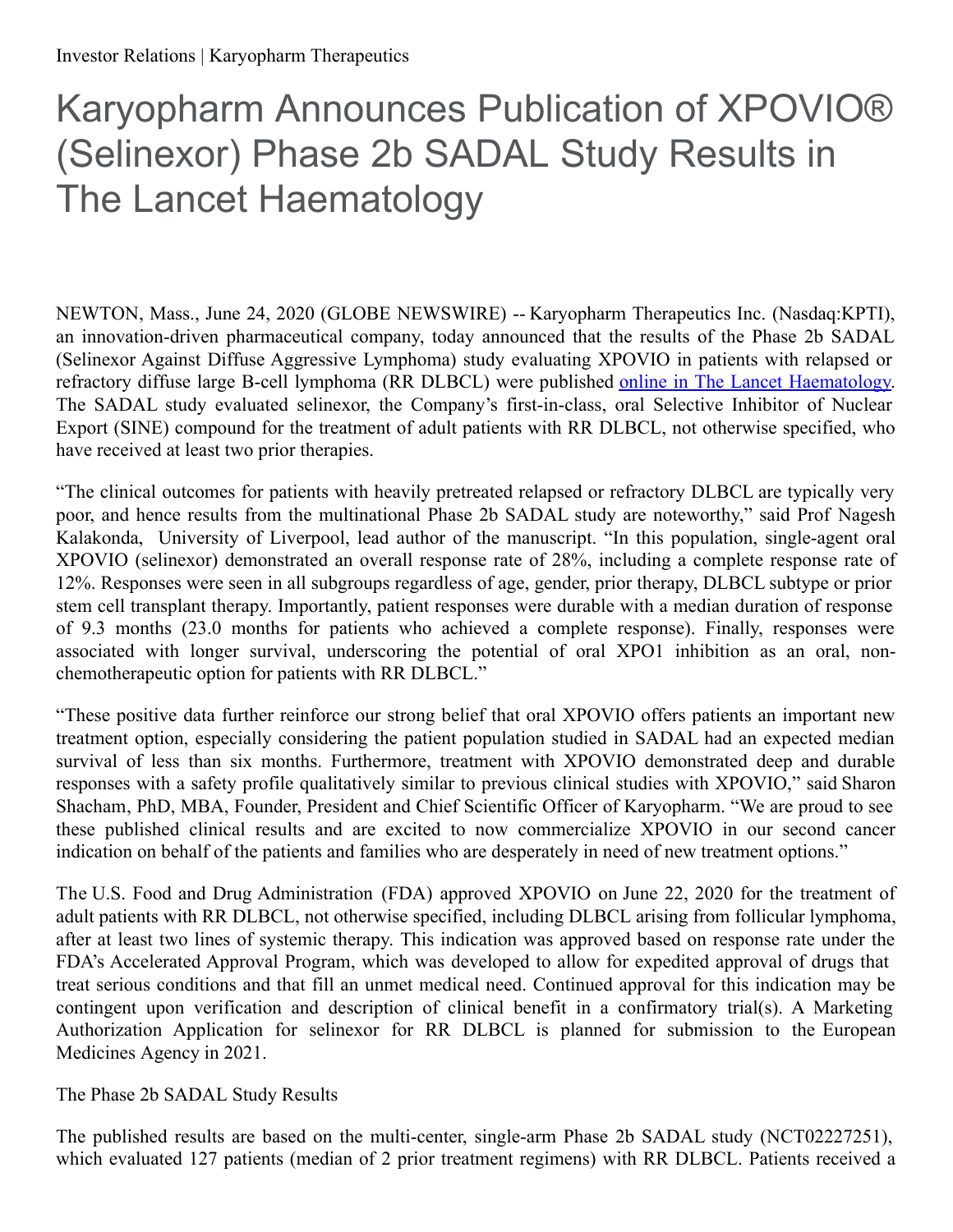Investor Relations | Karyopharm Therapeutics

# Karyopharm Announces Publication of XPOVIO® (Selinexor) Phase 2b SADAL Study Results in The Lancet Haematology

NEWTON, Mass., June 24, 2020 (GLOBE NEWSWIRE) -- Karyopharm Therapeutics Inc. (Nasdaq:KPTI), an innovation-driven pharmaceutical company, today announced that the results of the Phase 2b SADAL (Selinexor Against Diffuse Aggressive Lymphoma) study evaluating XPOVIO in patients with relapsed or refractory diffuse large B-cell lymphoma (RR DLBCL) were published online in The Lancet Haematology. The SADAL study evaluated selinexor, the Company's first-in-class, oral Selective Inhibitor of Nuclear Export (SINE) compound for the treatment of adult patients with RR DLBCL, not otherwise specified, who have received at least two prior therapies.

"The clinical outcomes for patients with heavily pretreated relapsed or refractory DLBCL are typically very poor, and hence results from the multinational Phase 2b SADAL study are noteworthy," said Prof Nagesh Kalakonda, University of Liverpool, lead author of the manuscript. "In this population, single-agent oral XPOVIO (selinexor) demonstrated an overall response rate of 28%, including a complete response rate of 12%. Responses were seen in all subgroups regardless of age, gender, prior therapy, DLBCL subtype or prior stem cell transplant therapy. Importantly, patient responses were durable with a median duration of response of 9.3 months (23.0 months for patients who achieved a complete response). Finally, responses were associated with longer survival, underscoring the potential of oral XPO1 inhibition as an oral, non-chemotherapeutic option for patients with RR DLBCL."

"These positive data further reinforce our strong belief that oral XPOVIO offers patients an important new treatment option, especially considering the patient population studied in SADAL had an expected median survival of less than six months. Furthermore, treatment with XPOVIO demonstrated deep and durable responses with a safety profile qualitatively similar to previous clinical studies with XPOVIO," said Sharon Shacham, PhD, MBA, Founder, President and Chief Scientific Officer of Karyopharm. "We are proud to see these published clinical results and are excited to now commercialize XPOVIO in our second cancer indication on behalf of the patients and families who are desperately in need of new treatment options."

The U.S. Food and Drug Administration (FDA) approved XPOVIO on June 22, 2020 for the treatment of adult patients with RR DLBCL, not otherwise specified, including DLBCL arising from follicular lymphoma, after at least two lines of systemic therapy. This indication was approved based on response rate under the FDA's Accelerated Approval Program, which was developed to allow for expedited approval of drugs that treat serious conditions and that fill an unmet medical need. Continued approval for this indication may be contingent upon verification and description of clinical benefit in a confirmatory trial(s). A Marketing Authorization Application for selinexor for RR DLBCL is planned for submission to the European Medicines Agency in 2021.

The Phase 2b SADAL Study Results

The published results are based on the multi-center, single-arm Phase 2b SADAL study (NCT02227251), which evaluated 127 patients (median of 2 prior treatment regimens) with RR DLBCL. Patients received a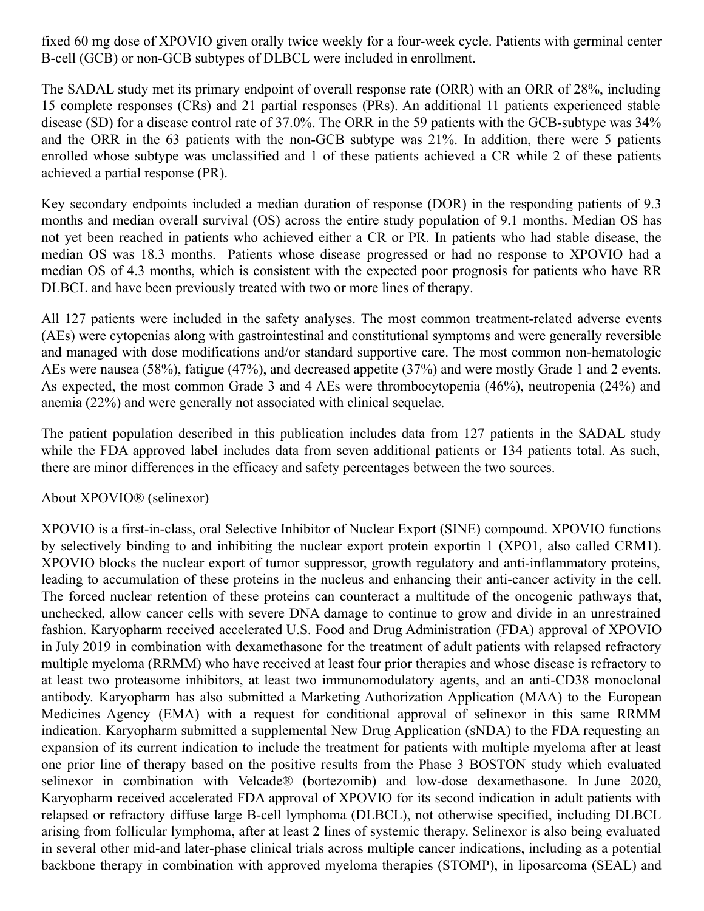fixed 60 mg dose of XPOVIO given orally twice weekly for a four-week cycle. Patients with germinal center B-cell (GCB) or non-GCB subtypes of DLBCL were included in enrollment.

The SADAL study met its primary endpoint of overall response rate (ORR) with an ORR of 28%, including 15 complete responses (CRs) and 21 partial responses (PRs). An additional 11 patients experienced stable disease (SD) for a disease control rate of 37.0%. The ORR in the 59 patients with the GCB-subtype was 34% and the ORR in the 63 patients with the non-GCB subtype was 21%. In addition, there were 5 patients enrolled whose subtype was unclassified and 1 of these patients achieved a CR while 2 of these patients achieved a partial response (PR).

Key secondary endpoints included a median duration of response (DOR) in the responding patients of 9.3 months and median overall survival (OS) across the entire study population of 9.1 months. Median OS has not yet been reached in patients who achieved either a CR or PR. In patients who had stable disease, the median OS was 18.3 months. Patients whose disease progressed or had no response to XPOVIO had a median OS of 4.3 months, which is consistent with the expected poor prognosis for patients who have RR DLBCL and have been previously treated with two or more lines of therapy.

All 127 patients were included in the safety analyses. The most common treatment-related adverse events (AEs) were cytopenias along with gastrointestinal and constitutional symptoms and were generally reversible and managed with dose modifications and/or standard supportive care. The most common non-hematologic AEs were nausea (58%), fatigue (47%), and decreased appetite (37%) and were mostly Grade 1 and 2 events. As expected, the most common Grade 3 and 4 AEs were thrombocytopenia (46%), neutropenia (24%) and anemia (22%) and were generally not associated with clinical sequelae.

The patient population described in this publication includes data from 127 patients in the SADAL study while the FDA approved label includes data from seven additional patients or 134 patients total. As such, there are minor differences in the efficacy and safety percentages between the two sources.

About XPOVIO® (selinexor)

XPOVIO is a first-in-class, oral Selective Inhibitor of Nuclear Export (SINE) compound. XPOVIO functions by selectively binding to and inhibiting the nuclear export protein exportin 1 (XPO1, also called CRM1). XPOVIO blocks the nuclear export of tumor suppressor, growth regulatory and anti-inflammatory proteins, leading to accumulation of these proteins in the nucleus and enhancing their anti-cancer activity in the cell. The forced nuclear retention of these proteins can counteract a multitude of the oncogenic pathways that, unchecked, allow cancer cells with severe DNA damage to continue to grow and divide in an unrestrained fashion. Karyopharm received accelerated U.S. Food and Drug Administration (FDA) approval of XPOVIO in July 2019 in combination with dexamethasone for the treatment of adult patients with relapsed refractory multiple myeloma (RRMM) who have received at least four prior therapies and whose disease is refractory to at least two proteasome inhibitors, at least two immunomodulatory agents, and an anti-CD38 monoclonal antibody. Karyopharm has also submitted a Marketing Authorization Application (MAA) to the European Medicines Agency (EMA) with a request for conditional approval of selinexor in this same RRMM indication. Karyopharm submitted a supplemental New Drug Application (sNDA) to the FDA requesting an expansion of its current indication to include the treatment for patients with multiple myeloma after at least one prior line of therapy based on the positive results from the Phase 3 BOSTON study which evaluated selinexor in combination with Velcade® (bortezomib) and low-dose dexamethasone. In June 2020, Karyopharm received accelerated FDA approval of XPOVIO for its second indication in adult patients with relapsed or refractory diffuse large B-cell lymphoma (DLBCL), not otherwise specified, including DLBCL arising from follicular lymphoma, after at least 2 lines of systemic therapy. Selinexor is also being evaluated in several other mid-and later-phase clinical trials across multiple cancer indications, including as a potential backbone therapy in combination with approved myeloma therapies (STOMP), in liposarcoma (SEAL) and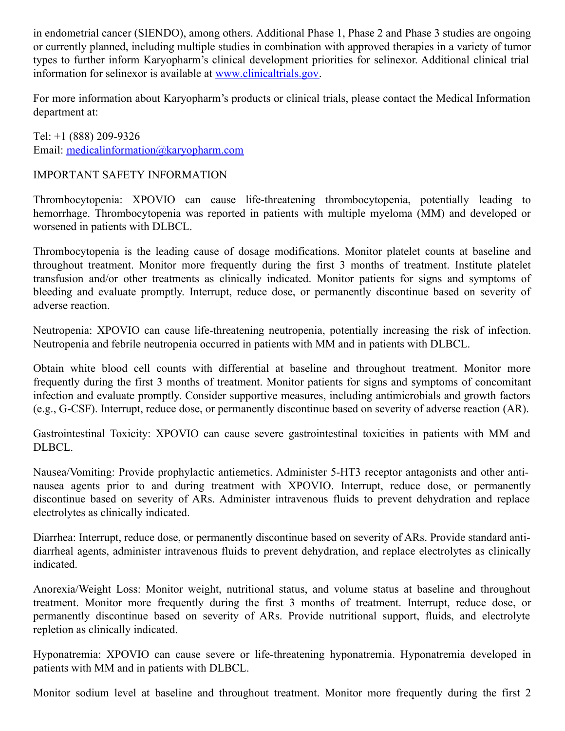in endometrial cancer (SIENDO), among others. Additional Phase 1, Phase 2 and Phase 3 studies are ongoing or currently planned, including multiple studies in combination with approved therapies in a variety of tumor types to further inform Karyopharm's clinical development priorities for selinexor. Additional clinical trial information for selinexor is available at [www.clinicaltrials.gov](http://www.clinicaltrials.gov).

For more information about Karyopharm's products or clinical trials, please contact the Medical Information department at:

Tel: +1 (888) 209-9326
Email: [medicalinformation@karyopharm.com](mailto:medicalinformation@karyopharm.com)

IMPORTANT SAFETY INFORMATION

Thrombocytopenia: XPOVIO can cause life-threatening thrombocytopenia, potentially leading to hemorrhage. Thrombocytopenia was reported in patients with multiple myeloma (MM) and developed or worsened in patients with DLBCL.

Thrombocytopenia is the leading cause of dosage modifications. Monitor platelet counts at baseline and throughout treatment. Monitor more frequently during the first 3 months of treatment. Institute platelet transfusion and/or other treatments as clinically indicated. Monitor patients for signs and symptoms of bleeding and evaluate promptly. Interrupt, reduce dose, or permanently discontinue based on severity of adverse reaction.

Neutropenia: XPOVIO can cause life-threatening neutropenia, potentially increasing the risk of infection. Neutropenia and febrile neutropenia occurred in patients with MM and in patients with DLBCL.

Obtain white blood cell counts with differential at baseline and throughout treatment. Monitor more frequently during the first 3 months of treatment. Monitor patients for signs and symptoms of concomitant infection and evaluate promptly. Consider supportive measures, including antimicrobials and growth factors (e.g., G-CSF). Interrupt, reduce dose, or permanently discontinue based on severity of adverse reaction (AR).

Gastrointestinal Toxicity: XPOVIO can cause severe gastrointestinal toxicities in patients with MM and DLBCL.

Nausea/Vomiting: Provide prophylactic antiemetics. Administer 5-HT3 receptor antagonists and other anti-nausea agents prior to and during treatment with XPOVIO. Interrupt, reduce dose, or permanently discontinue based on severity of ARs. Administer intravenous fluids to prevent dehydration and replace electrolytes as clinically indicated.

Diarrhea: Interrupt, reduce dose, or permanently discontinue based on severity of ARs. Provide standard anti-diarrheal agents, administer intravenous fluids to prevent dehydration, and replace electrolytes as clinically indicated.

Anorexia/Weight Loss: Monitor weight, nutritional status, and volume status at baseline and throughout treatment. Monitor more frequently during the first 3 months of treatment. Interrupt, reduce dose, or permanently discontinue based on severity of ARs. Provide nutritional support, fluids, and electrolyte repletion as clinically indicated.

Hyponatremia: XPOVIO can cause severe or life-threatening hyponatremia. Hyponatremia developed in patients with MM and in patients with DLBCL.

Monitor sodium level at baseline and throughout treatment. Monitor more frequently during the first 2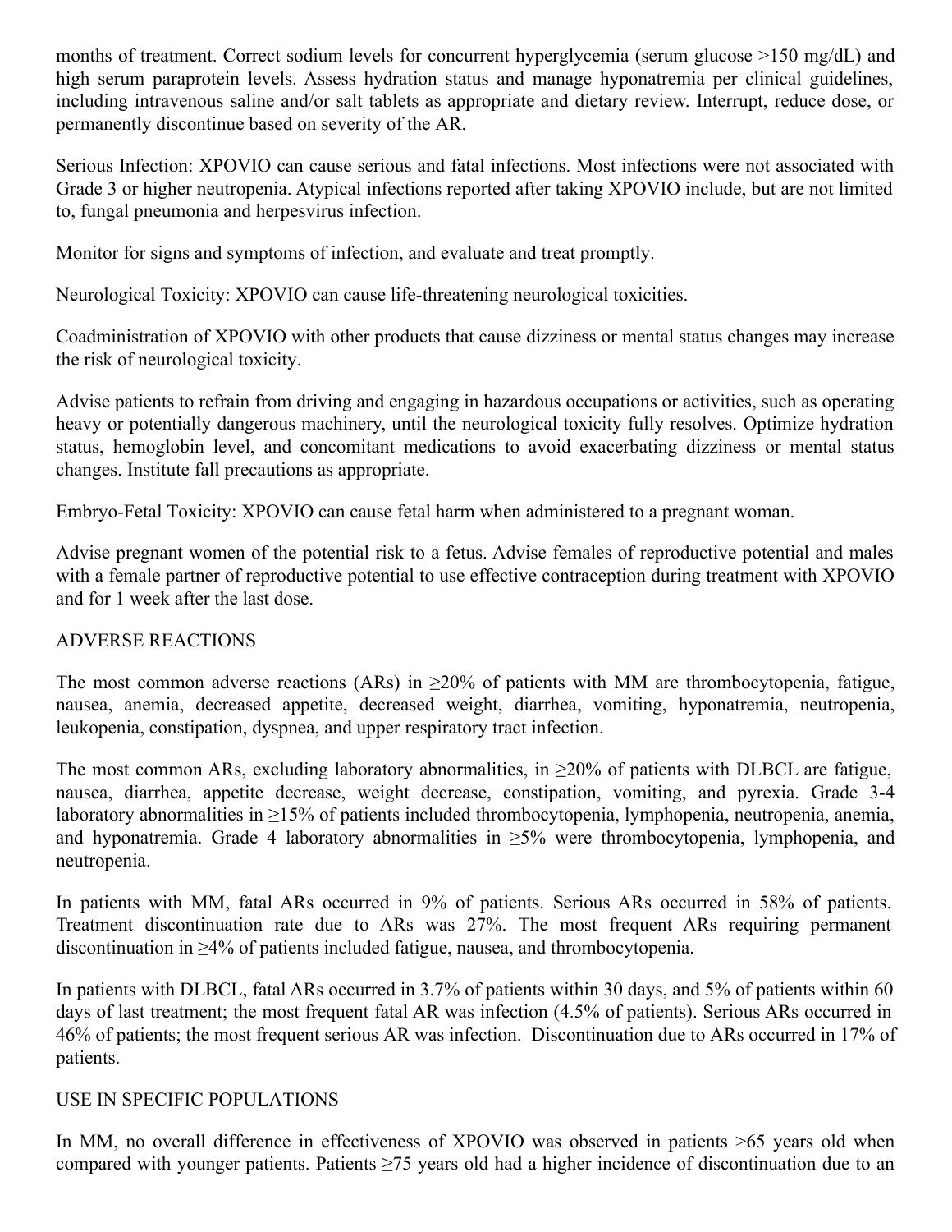months of treatment. Correct sodium levels for concurrent hyperglycemia (serum glucose >150 mg/dL) and high serum paraprotein levels. Assess hydration status and manage hyponatremia per clinical guidelines, including intravenous saline and/or salt tablets as appropriate and dietary review. Interrupt, reduce dose, or permanently discontinue based on severity of the AR.

Serious Infection: XPOVIO can cause serious and fatal infections. Most infections were not associated with Grade 3 or higher neutropenia. Atypical infections reported after taking XPOVIO include, but are not limited to, fungal pneumonia and herpesvirus infection.

Monitor for signs and symptoms of infection, and evaluate and treat promptly.

Neurological Toxicity: XPOVIO can cause life-threatening neurological toxicities.

Coadministration of XPOVIO with other products that cause dizziness or mental status changes may increase the risk of neurological toxicity.

Advise patients to refrain from driving and engaging in hazardous occupations or activities, such as operating heavy or potentially dangerous machinery, until the neurological toxicity fully resolves. Optimize hydration status, hemoglobin level, and concomitant medications to avoid exacerbating dizziness or mental status changes. Institute fall precautions as appropriate.

Embryo-Fetal Toxicity: XPOVIO can cause fetal harm when administered to a pregnant woman.

Advise pregnant women of the potential risk to a fetus. Advise females of reproductive potential and males with a female partner of reproductive potential to use effective contraception during treatment with XPOVIO and for 1 week after the last dose.

ADVERSE REACTIONS

The most common adverse reactions (ARs) in ≥20% of patients with MM are thrombocytopenia, fatigue, nausea, anemia, decreased appetite, decreased weight, diarrhea, vomiting, hyponatremia, neutropenia, leukopenia, constipation, dyspnea, and upper respiratory tract infection.

The most common ARs, excluding laboratory abnormalities, in ≥20% of patients with DLBCL are fatigue, nausea, diarrhea, appetite decrease, weight decrease, constipation, vomiting, and pyrexia. Grade 3-4 laboratory abnormalities in ≥15% of patients included thrombocytopenia, lymphopenia, neutropenia, anemia, and hyponatremia. Grade 4 laboratory abnormalities in ≥5% were thrombocytopenia, lymphopenia, and neutropenia.

In patients with MM, fatal ARs occurred in 9% of patients. Serious ARs occurred in 58% of patients. Treatment discontinuation rate due to ARs was 27%. The most frequent ARs requiring permanent discontinuation in ≥4% of patients included fatigue, nausea, and thrombocytopenia.

In patients with DLBCL, fatal ARs occurred in 3.7% of patients within 30 days, and 5% of patients within 60 days of last treatment; the most frequent fatal AR was infection (4.5% of patients). Serious ARs occurred in 46% of patients; the most frequent serious AR was infection. Discontinuation due to ARs occurred in 17% of patients.

USE IN SPECIFIC POPULATIONS

In MM, no overall difference in effectiveness of XPOVIO was observed in patients >65 years old when compared with younger patients. Patients ≥75 years old had a higher incidence of discontinuation due to an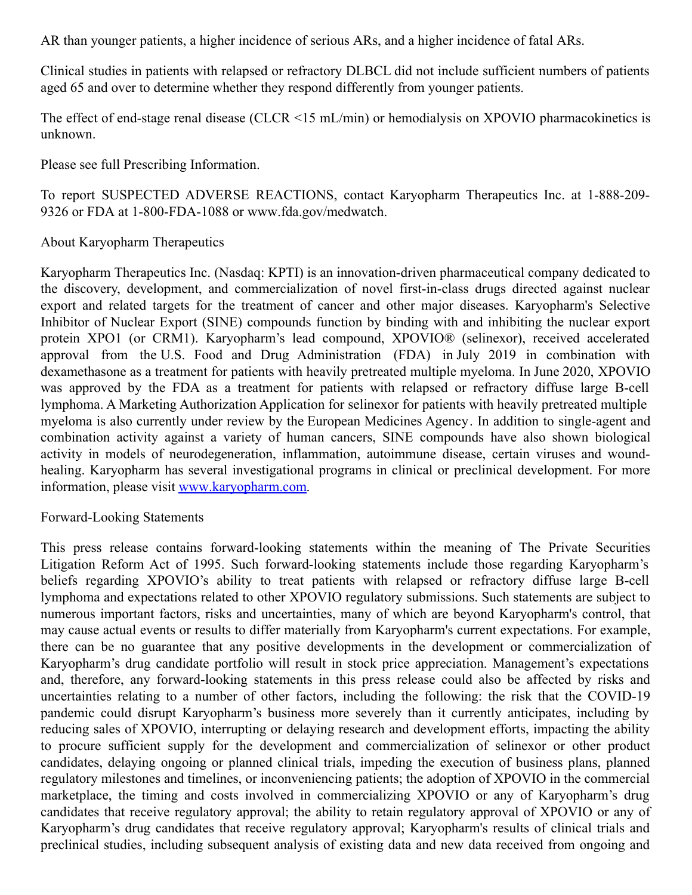AR than younger patients, a higher incidence of serious ARs, and a higher incidence of fatal ARs.

Clinical studies in patients with relapsed or refractory DLBCL did not include sufficient numbers of patients aged 65 and over to determine whether they respond differently from younger patients.

The effect of end-stage renal disease (CLCR <15 mL/min) or hemodialysis on XPOVIO pharmacokinetics is unknown.

Please see full Prescribing Information.

To report SUSPECTED ADVERSE REACTIONS, contact Karyopharm Therapeutics Inc. at 1-888-209-9326 or FDA at 1-800-FDA-1088 or www.fda.gov/medwatch.

About Karyopharm Therapeutics

Karyopharm Therapeutics Inc. (Nasdaq: KPTI) is an innovation-driven pharmaceutical company dedicated to the discovery, development, and commercialization of novel first-in-class drugs directed against nuclear export and related targets for the treatment of cancer and other major diseases. Karyopharm's Selective Inhibitor of Nuclear Export (SINE) compounds function by binding with and inhibiting the nuclear export protein XPO1 (or CRM1). Karyopharm's lead compound, XPOVIO® (selinexor), received accelerated approval from the U.S. Food and Drug Administration (FDA) in July 2019 in combination with dexamethasone as a treatment for patients with heavily pretreated multiple myeloma. In June 2020, XPOVIO was approved by the FDA as a treatment for patients with relapsed or refractory diffuse large B-cell lymphoma. A Marketing Authorization Application for selinexor for patients with heavily pretreated multiple myeloma is also currently under review by the European Medicines Agency. In addition to single-agent and combination activity against a variety of human cancers, SINE compounds have also shown biological activity in models of neurodegeneration, inflammation, autoimmune disease, certain viruses and wound-healing. Karyopharm has several investigational programs in clinical or preclinical development. For more information, please visit [www.karyopharm.com](http://www.karyopharm.com).

Forward-Looking Statements

This press release contains forward-looking statements within the meaning of The Private Securities Litigation Reform Act of 1995. Such forward-looking statements include those regarding Karyopharm's beliefs regarding XPOVIO's ability to treat patients with relapsed or refractory diffuse large B-cell lymphoma and expectations related to other XPOVIO regulatory submissions. Such statements are subject to numerous important factors, risks and uncertainties, many of which are beyond Karyopharm's control, that may cause actual events or results to differ materially from Karyopharm's current expectations. For example, there can be no guarantee that any positive developments in the development or commercialization of Karyopharm's drug candidate portfolio will result in stock price appreciation. Management's expectations and, therefore, any forward-looking statements in this press release could also be affected by risks and uncertainties relating to a number of other factors, including the following: the risk that the COVID-19 pandemic could disrupt Karyopharm's business more severely than it currently anticipates, including by reducing sales of XPOVIO, interrupting or delaying research and development efforts, impacting the ability to procure sufficient supply for the development and commercialization of selinexor or other product candidates, delaying ongoing or planned clinical trials, impeding the execution of business plans, planned regulatory milestones and timelines, or inconveniencing patients; the adoption of XPOVIO in the commercial marketplace, the timing and costs involved in commercializing XPOVIO or any of Karyopharm's drug candidates that receive regulatory approval; the ability to retain regulatory approval of XPOVIO or any of Karyopharm's drug candidates that receive regulatory approval; Karyopharm's results of clinical trials and preclinical studies, including subsequent analysis of existing data and new data received from ongoing and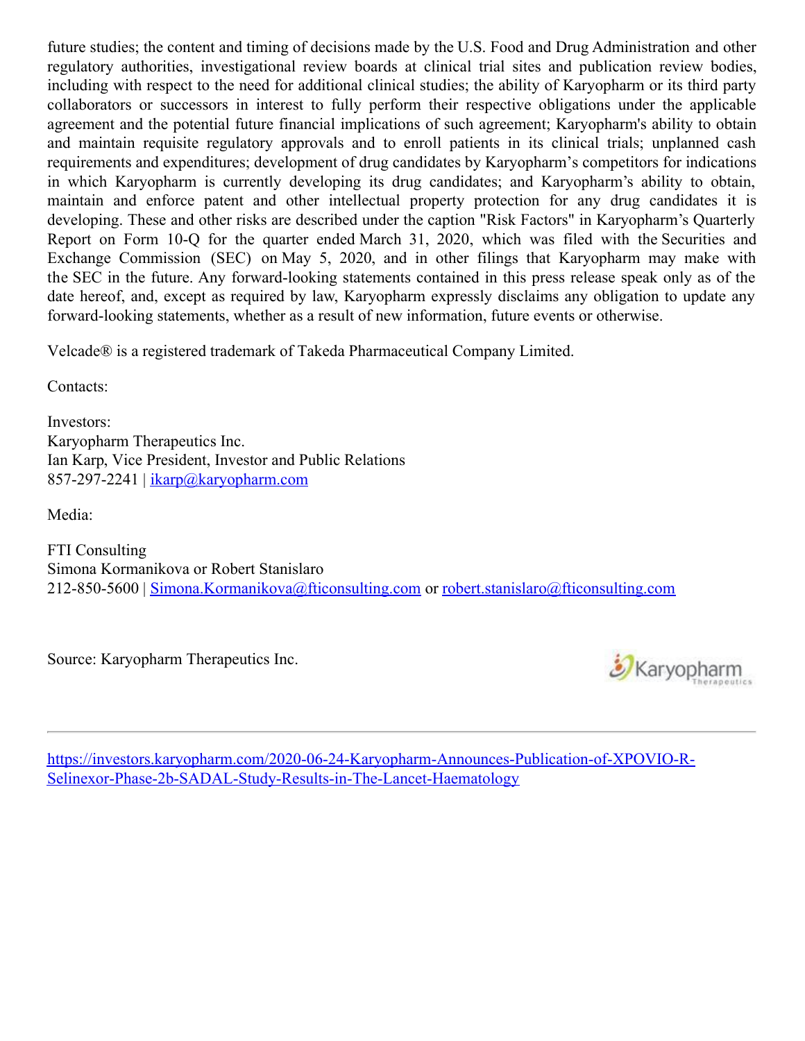future studies; the content and timing of decisions made by the U.S. Food and Drug Administration and other regulatory authorities, investigational review boards at clinical trial sites and publication review bodies, including with respect to the need for additional clinical studies; the ability of Karyopharm or its third party collaborators or successors in interest to fully perform their respective obligations under the applicable agreement and the potential future financial implications of such agreement; Karyopharm's ability to obtain and maintain requisite regulatory approvals and to enroll patients in its clinical trials; unplanned cash requirements and expenditures; development of drug candidates by Karyopharm's competitors for indications in which Karyopharm is currently developing its drug candidates; and Karyopharm's ability to obtain, maintain and enforce patent and other intellectual property protection for any drug candidates it is developing. These and other risks are described under the caption "Risk Factors" in Karyopharm's Quarterly Report on Form 10-Q for the quarter ended March 31, 2020, which was filed with the Securities and Exchange Commission (SEC) on May 5, 2020, and in other filings that Karyopharm may make with the SEC in the future. Any forward-looking statements contained in this press release speak only as of the date hereof, and, except as required by law, Karyopharm expressly disclaims any obligation to update any forward-looking statements, whether as a result of new information, future events or otherwise.

Velcade® is a registered trademark of Takeda Pharmaceutical Company Limited.

Contacts:

Investors:
Karyopharm Therapeutics Inc.
Ian Karp, Vice President, Investor and Public Relations
857-297-2241 | ikarp@karyopharm.com

Media:

FTI Consulting
Simona Kormanikova or Robert Stanislaro
212-850-5600 | Simona.Kormanikova@fticonsulting.com or robert.stanislaro@fticonsulting.com

Source: Karyopharm Therapeutics Inc.

Karyopharm Therapeutics

https://investors.karyopharm.com/2020-06-24-Karyopharm-Announces-Publication-of-XPOVIO-R-Selinexor-Phase-2b-SADAL-Study-Results-in-The-Lancet-Haematology